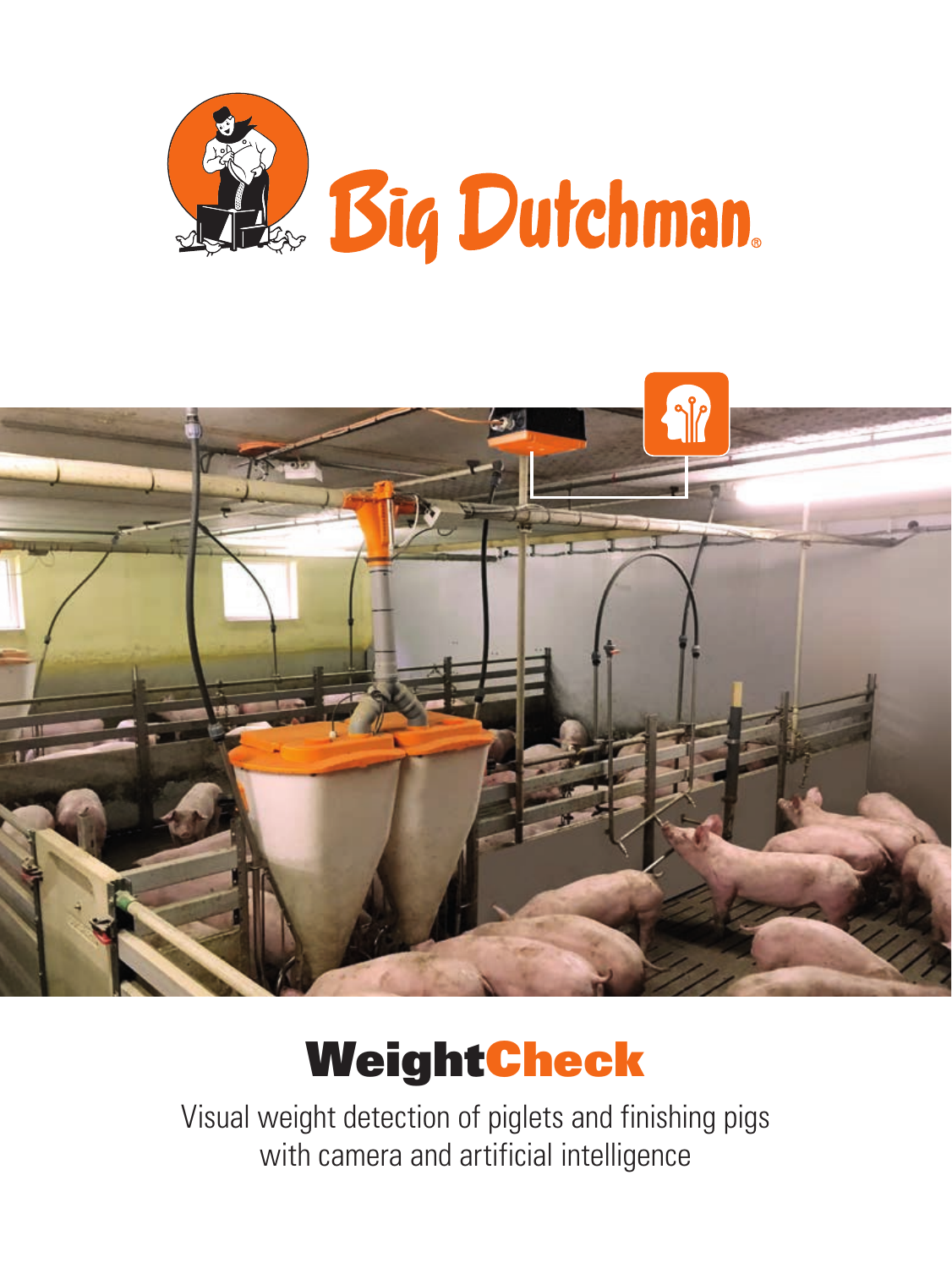Big Dutchman

# WeightCheck

Visual weight detection of piglets and finishing pigs
with camera and artificial intelligence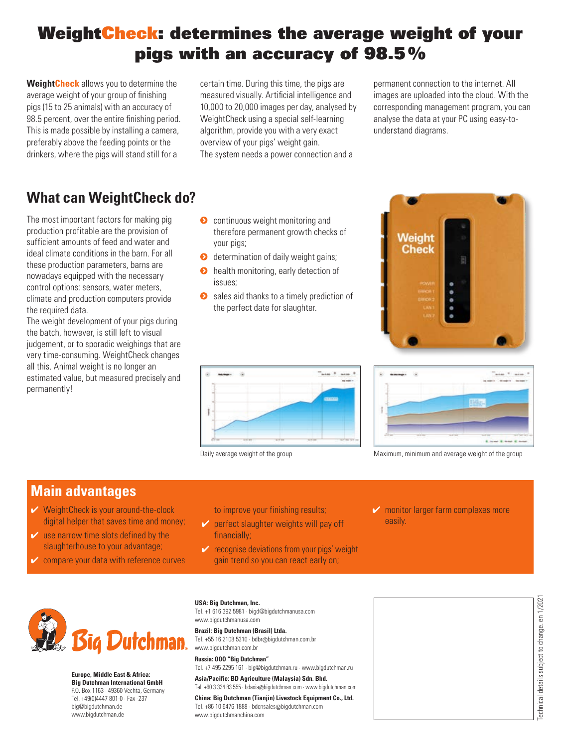# WeightCheck: determines the average weight of your pigs with an accuracy of 98.5%

**WeightCheck** allows you to determine the average weight of your group of finishing pigs (15 to 25 animals) with an accuracy of 98.5 percent, over the entire finishing period. This is made possible by installing a camera, preferably above the feeding points or the drinkers, where the pigs will stand still for a certain time. During this time, the pigs are measured visually. Artificial intelligence and 10,000 to 20,000 images per day, analysed by WeightCheck using a special self-learning algorithm, provide you with a very exact overview of your pigs' weight gain.
The system needs a power connection and a permanent connection to the internet. All images are uploaded into the cloud. With the corresponding management program, you can analyse the data at your PC using easy-to-understand diagrams.

## What can WeightCheck do?

The most important factors for making pig production profitable are the provision of sufficient amounts of feed and water and ideal climate conditions in the barn. For all these production parameters, barns are nowadays equipped with the necessary control options: sensors, water meters, climate and production computers provide the required data.
The weight development of your pigs during the batch, however, is still left to visual judgement, or to sporadic weighings that are very time-consuming. WeightCheck changes all this. Animal weight is no longer an estimated value, but measured precisely and permanently!

- continuous weight monitoring and therefore permanent growth checks of your pigs;
- determination of daily weight gains;
- health monitoring, early detection of issues;
- sales aid thanks to a timely prediction of the perfect date for slaughter.

Weight Check

POWER
ERROR 1
ERROR 2
LAN 1
LAN 2

Daily average weight of the group

Maximum, minimum and average weight of the group

## Main advantages

- ✔ WeightCheck is your around-the-clock digital helper that saves time and money;
- ✔ use narrow time slots defined by the slaughterhouse to your advantage;
- ✔ compare your data with reference curves to improve your finishing results;
- ✔ perfect slaughter weights will pay off financially;
- ✔ recognise deviations from your pigs' weight gain trend so you can react early on;
- ✔ monitor larger farm complexes more easily.

Big Dutchman

**Europe, Middle East & Africa:**
**Big Dutchman International GmbH**
P.O. Box 1163 · 49360 Vechta, Germany
Tel. +49(0)4447 801-0 · Fax -237
big@bigdutchman.de
www.bigdutchman.de

**USA: Big Dutchman, Inc.**
Tel. +1 616 392 5981 · bigd@bigdutchmanusa.com
www.bigdutchmanusa.com

**Brazil: Big Dutchman (Brasil) Ltda.**
Tel. +55 16 2108 5310 · bdbr@bigdutchman.com.br
www.bigdutchman.com.br

**Russia: OOO "Big Dutchman"**
Tel. +7 495 2295 161 · big@bigdutchman.ru · www.bigdutchman.ru

**Asia/Pacific: BD Agriculture (Malaysia) Sdn. Bhd.**
Tel. +60 3 334 83 555 · bdasia@bigdutchman.com · www.bigdutchman.com

**China: Big Dutchman (Tianjin) Livestock Equipment Co., Ltd.**
Tel. +86 10 6476 1888 · bdcnsales@bigdutchman.com
www.bigdutchmanchina.com

Technical details subject to change. en 1/2021